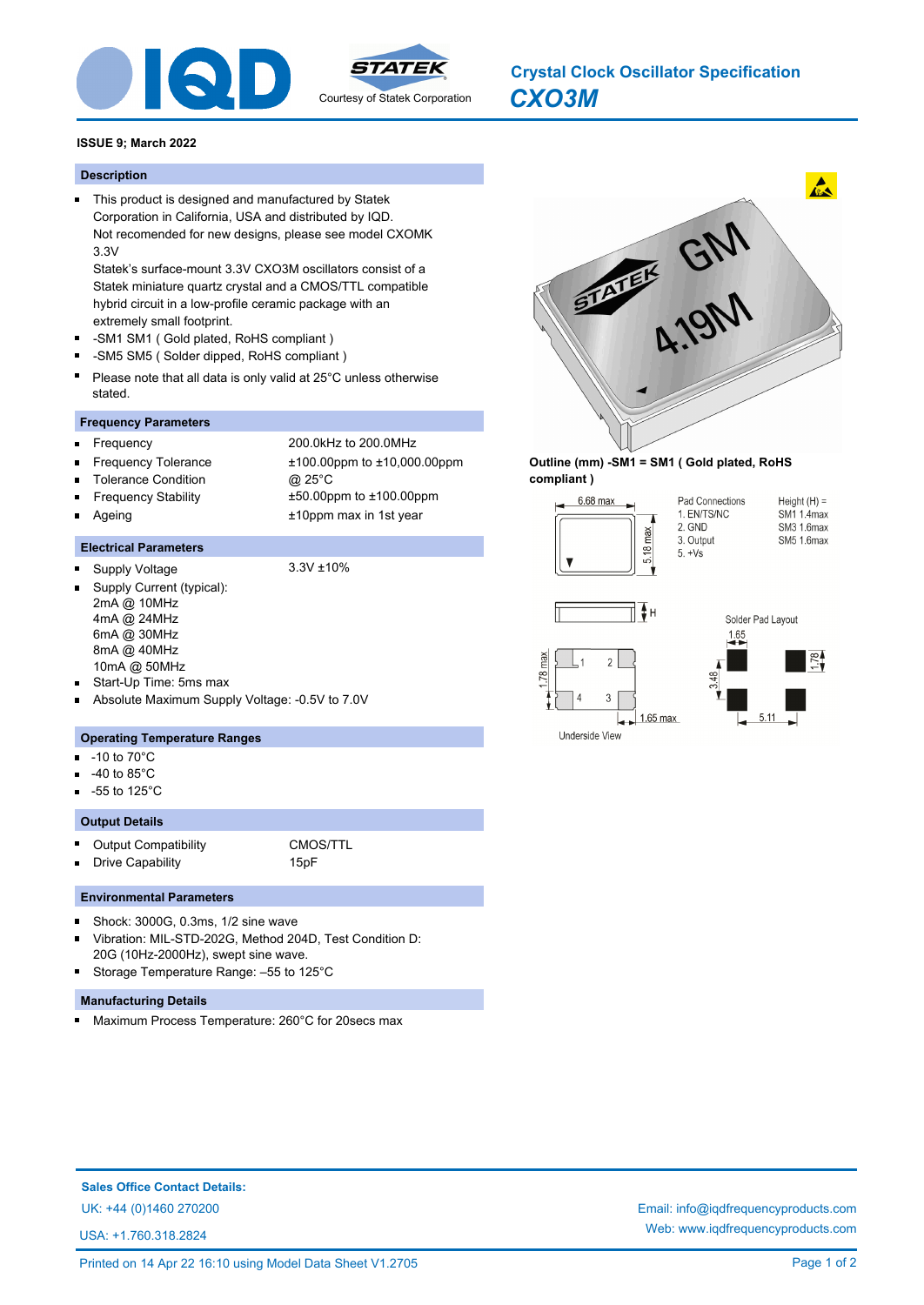# Crystal Clock Oscillator Specification

## CXO3M

**ISSUE 9; March 2022**

### Description

- This product is designed and manufactured by Statek Corporation in California, USA and distributed by IQD. Not recomended for new designs, please see model CXOMK 3.3V
  Statek's surface-mount 3.3V CXO3M oscillators consist of a Statek miniature quartz crystal and a CMOS/TTL compatible hybrid circuit in a low-profile ceramic package with an extremely small footprint.
- -SM1 SM1 ( Gold plated, RoHS compliant )
- -SM5 SM5 ( Solder dipped, RoHS compliant )
- Please note that all data is only valid at 25°C unless otherwise stated.

### Frequency Parameters

| | |
|---|---|
| Frequency | 200.0kHz to 200.0MHz |
| Frequency Tolerance | ±100.00ppm to ±10,000.00ppm |
| Tolerance Condition | @ 25°C |
| Frequency Stability | ±50.00ppm to ±100.00ppm |
| Ageing | ±10ppm max in 1st year |

### Electrical Parameters

- Supply Voltage: 3.3V ±10%
- Supply Current (typical):
  2mA @ 10MHz
  4mA @ 24MHz
  6mA @ 30MHz
  8mA @ 40MHz
  10mA @ 50MHz
- Start-Up Time: 5ms max
- Absolute Maximum Supply Voltage: -0.5V to 7.0V

### Operating Temperature Ranges

- -10 to 70°C
- -40 to 85°C
- -55 to 125°C

### Output Details

| | |
|---|---|
| Output Compatibility | CMOS/TTL |
| Drive Capability | 15pF |

### Environmental Parameters

- Shock: 3000G, 0.3ms, 1/2 sine wave
- Vibration: MIL-STD-202G, Method 204D, Test Condition D: 20G (10Hz-2000Hz), swept sine wave.
- Storage Temperature Range: –55 to 125°C

### Manufacturing Details

- Maximum Process Temperature: 260°C for 20secs max

**Outline (mm) -SM1 = SM1 ( Gold plated, RoHS compliant )**

6.68 max, 5.18 max, H, 1.78 max, 1.65 max

Pad Connections
1. EN/TS/NC
2. GND
3. Output
5. +Vs

Height (H) =
SM1 1.4max
SM3 1.6max
SM5 1.6max

Underside View

Solder Pad Layout: 1.65, 1.78, 3.48, 5.11

**Sales Office Contact Details:**

UK: +44 (0)1460 270200

USA: +1.760.318.2824

Email: info@iqdfrequencyproducts.com

Web: www.iqdfrequencyproducts.com

Printed on 14 Apr 22 16:10 using Model Data Sheet V1.2705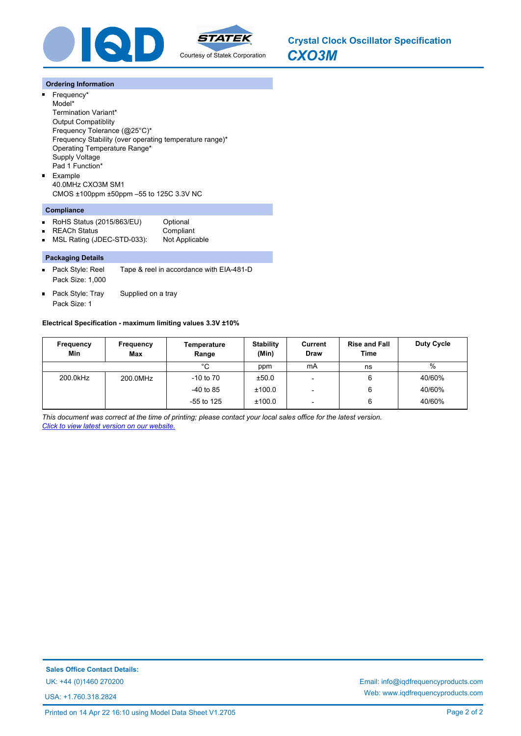# Crystal Clock Oscillator Specification

## *CXO3M*

### Ordering Information

- Frequency*
  Model*
  Termination Variant*
  Output Compatiblity
  Frequency Tolerance (@25°C)*
  Frequency Stability (over operating temperature range)*
  Operating Temperature Range*
  Supply Voltage
  Pad 1 Function*
- Example
  40.0MHz CXO3M SM1
  CMOS ±100ppm ±50ppm –55 to 125C 3.3V NC

### Compliance

- RoHS Status (2015/863/EU) Optional
- REACh Status Compliant
- MSL Rating (JDEC-STD-033): Not Applicable

### Packaging Details

- Pack Style: Reel Tape & reel in accordance with EIA-481-D
  Pack Size: 1,000
- Pack Style: Tray Supplied on a tray
  Pack Size: 1

**Electrical Specification - maximum limiting values 3.3V ±10%**

| Frequency Min | Frequency Max | Temperature Range | Stability (Min) | Current Draw | Rise and Fall Time | Duty Cycle |
|---|---|---|---|---|---|---|
| | | °C | ppm | mA | ns | % |
| 200.0kHz | 200.0MHz | -10 to 70 | ±50.0 | - | 6 | 40/60% |
| | | -40 to 85 | ±100.0 | - | 6 | 40/60% |
| | | -55 to 125 | ±100.0 | - | 6 | 40/60% |

*This document was correct at the time of printing; please contact your local sales office for the latest version.*
*Click to view latest version on our website.*

**Sales Office Contact Details:**
UK: +44 (0)1460 270200
USA: +1.760.318.2824
Email: info@iqdfrequencyproducts.com
Web: www.iqdfrequencyproducts.com

Printed on 14 Apr 22 16:10 using Model Data Sheet V1.2705